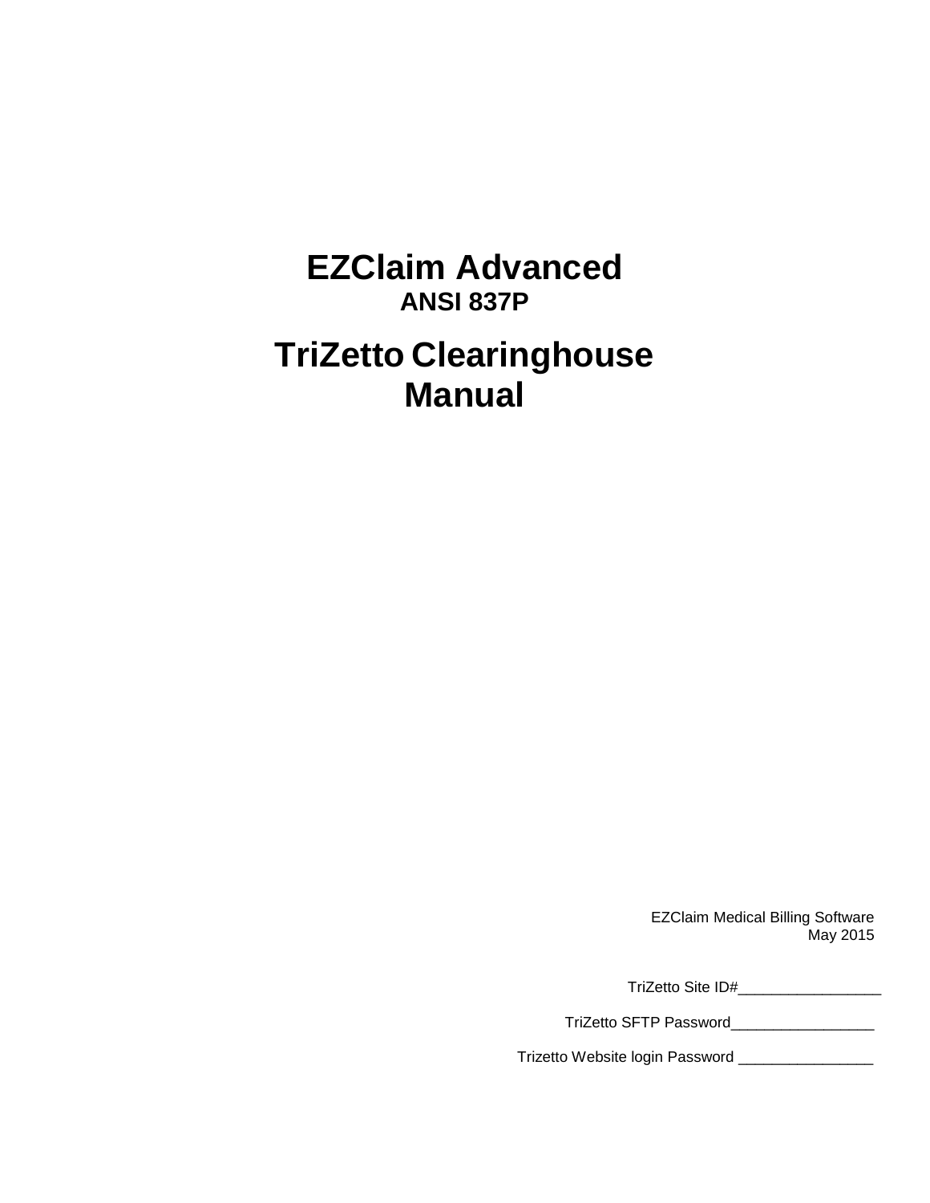# EZClaim Advanced

**ANSI 837P**

# TriZetto Clearinghouse Manual

EZClaim Medical Billing Software
May 2015

TriZetto Site ID#_________________

TriZetto SFTP Password_________________

Trizetto Website login Password ________________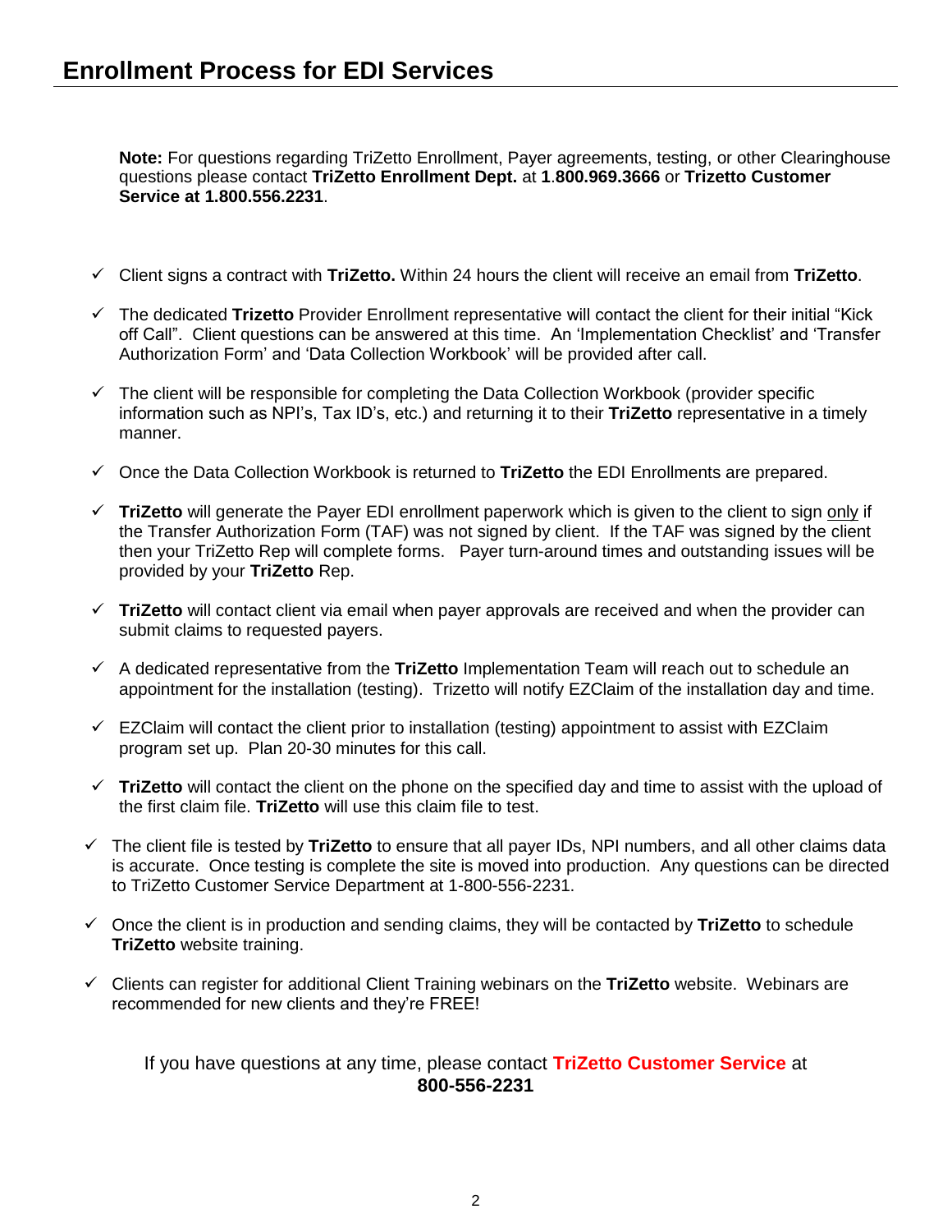# Enrollment Process for EDI Services

**Note:** For questions regarding TriZetto Enrollment, Payer agreements, testing, or other Clearinghouse questions please contact **TriZetto Enrollment Dept.** at **1.800.969.3666** or **Trizetto Customer Service at 1.800.556.2231**.

- ✓ Client signs a contract with **TriZetto.** Within 24 hours the client will receive an email from **TriZetto**.
- ✓ The dedicated **Trizetto** Provider Enrollment representative will contact the client for their initial "Kick off Call". Client questions can be answered at this time. An 'Implementation Checklist' and 'Transfer Authorization Form' and 'Data Collection Workbook' will be provided after call.
- ✓ The client will be responsible for completing the Data Collection Workbook (provider specific information such as NPI's, Tax ID's, etc.) and returning it to their **TriZetto** representative in a timely manner.
- ✓ Once the Data Collection Workbook is returned to **TriZetto** the EDI Enrollments are prepared.
- ✓ **TriZetto** will generate the Payer EDI enrollment paperwork which is given to the client to sign <u>only</u> if the Transfer Authorization Form (TAF) was not signed by client. If the TAF was signed by the client then your TriZetto Rep will complete forms. Payer turn-around times and outstanding issues will be provided by your **TriZetto** Rep.
- ✓ **TriZetto** will contact client via email when payer approvals are received and when the provider can submit claims to requested payers.
- ✓ A dedicated representative from the **TriZetto** Implementation Team will reach out to schedule an appointment for the installation (testing). Trizetto will notify EZClaim of the installation day and time.
- ✓ EZClaim will contact the client prior to installation (testing) appointment to assist with EZClaim program set up. Plan 20-30 minutes for this call.
- ✓ **TriZetto** will contact the client on the phone on the specified day and time to assist with the upload of the first claim file. **TriZetto** will use this claim file to test.
- ✓ The client file is tested by **TriZetto** to ensure that all payer IDs, NPI numbers, and all other claims data is accurate. Once testing is complete the site is moved into production. Any questions can be directed to TriZetto Customer Service Department at 1-800-556-2231.
- ✓ Once the client is in production and sending claims, they will be contacted by **TriZetto** to schedule **TriZetto** website training.
- ✓ Clients can register for additional Client Training webinars on the **TriZetto** website. Webinars are recommended for new clients and they're FREE!

If you have questions at any time, please contact **TriZetto Customer Service** at **800-556-2231**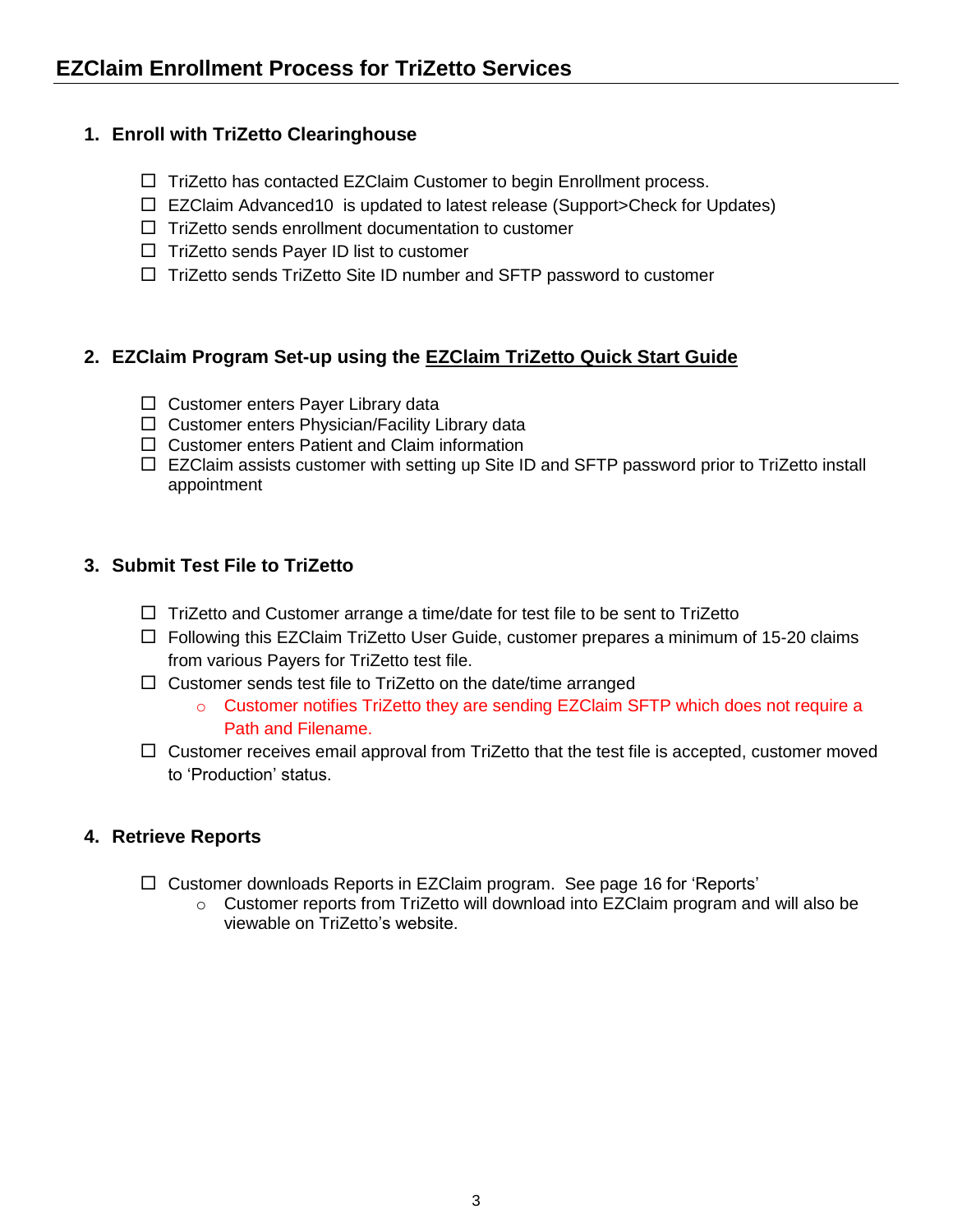## EZClaim Enrollment Process for TriZetto Services

### 1. Enroll with TriZetto Clearinghouse

- ☐ TriZetto has contacted EZClaim Customer to begin Enrollment process.
- ☐ EZClaim Advanced10 is updated to latest release (Support>Check for Updates)
- ☐ TriZetto sends enrollment documentation to customer
- ☐ TriZetto sends Payer ID list to customer
- ☐ TriZetto sends TriZetto Site ID number and SFTP password to customer

### 2. EZClaim Program Set-up using the <u>EZClaim TriZetto Quick Start Guide</u>

- ☐ Customer enters Payer Library data
- ☐ Customer enters Physician/Facility Library data
- ☐ Customer enters Patient and Claim information
- ☐ EZClaim assists customer with setting up Site ID and SFTP password prior to TriZetto install appointment

### 3. Submit Test File to TriZetto

- ☐ TriZetto and Customer arrange a time/date for test file to be sent to TriZetto
- ☐ Following this EZClaim TriZetto User Guide, customer prepares a minimum of 15-20 claims from various Payers for TriZetto test file.
- ☐ Customer sends test file to TriZetto on the date/time arranged
  - Customer notifies TriZetto they are sending EZClaim SFTP which does not require a Path and Filename.
- ☐ Customer receives email approval from TriZetto that the test file is accepted, customer moved to 'Production' status.

### 4. Retrieve Reports

- ☐ Customer downloads Reports in EZClaim program. See page 16 for 'Reports'
  - Customer reports from TriZetto will download into EZClaim program and will also be viewable on TriZetto's website.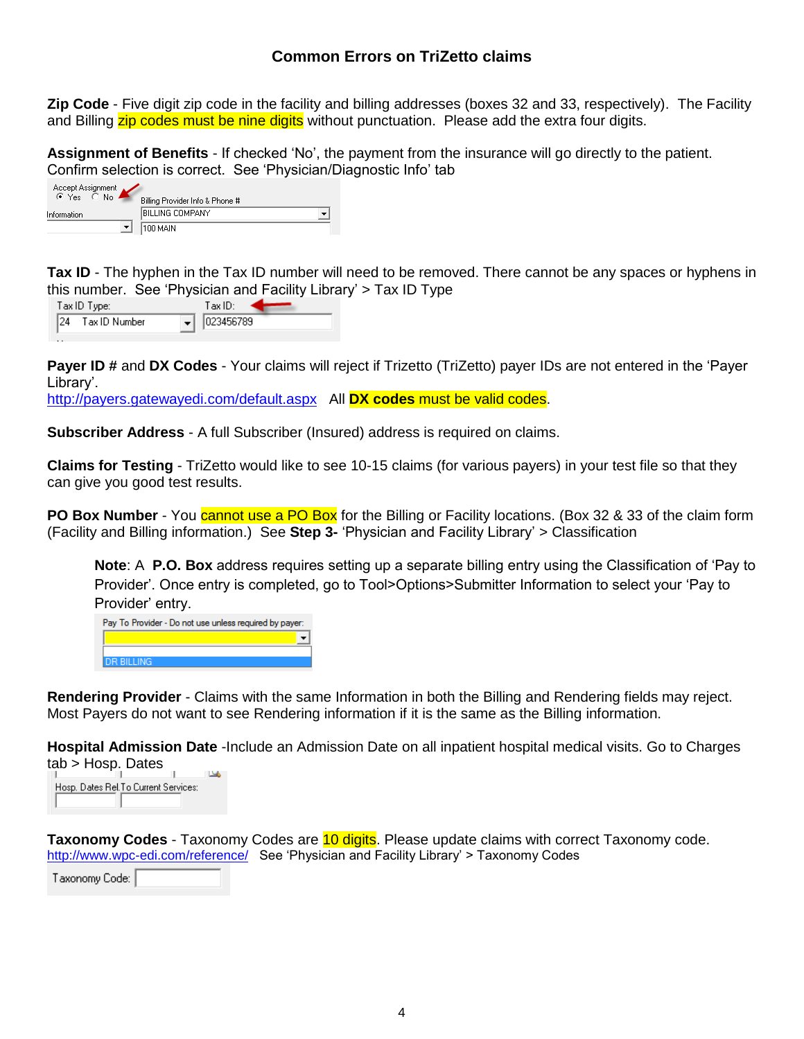## Common Errors on TriZetto claims

**Zip Code** - Five digit zip code in the facility and billing addresses (boxes 32 and 33, respectively). The Facility and Billing zip codes must be nine digits without punctuation. Please add the extra four digits.

**Assignment of Benefits** - If checked 'No', the payment from the insurance will go directly to the patient. Confirm selection is correct. See 'Physician/Diagnostic Info' tab

Accept Assignment ◉ Yes ○ No
Billing Provider Info & Phone #
Information
BILLING COMPANY
100 MAIN

**Tax ID** - The hyphen in the Tax ID number will need to be removed. There cannot be any spaces or hyphens in this number. See 'Physician and Facility Library' > Tax ID Type

Tax ID Type: 24 Tax ID Number
Tax ID: 023456789

**Payer ID #** and **DX Codes** - Your claims will reject if Trizetto (TriZetto) payer IDs are not entered in the 'Payer Library'.
http://payers.gatewayedi.com/default.aspx All **DX codes** must be valid codes.

**Subscriber Address** - A full Subscriber (Insured) address is required on claims.

**Claims for Testing** - TriZetto would like to see 10-15 claims (for various payers) in your test file so that they can give you good test results.

**PO Box Number** - You cannot use a PO Box for the Billing or Facility locations. (Box 32 & 33 of the claim form (Facility and Billing information.) See **Step 3-** 'Physician and Facility Library' > Classification

> **Note**: A **P.O. Box** address requires setting up a separate billing entry using the Classification of 'Pay to Provider'. Once entry is completed, go to Tool>Options>Submitter Information to select your 'Pay to Provider' entry.
>
> Pay To Provider - Do not use unless required by payer:
> DR BILLING

**Rendering Provider** - Claims with the same Information in both the Billing and Rendering fields may reject. Most Payers do not want to see Rendering information if it is the same as the Billing information.

**Hospital Admission Date** -Include an Admission Date on all inpatient hospital medical visits. Go to Charges tab > Hosp. Dates

Hosp. Dates Rel.To Current Services:

**Taxonomy Codes** - Taxonomy Codes are 10 digits. Please update claims with correct Taxonomy code.
http://www.wpc-edi.com/reference/ See 'Physician and Facility Library' > Taxonomy Codes

Taxonomy Code: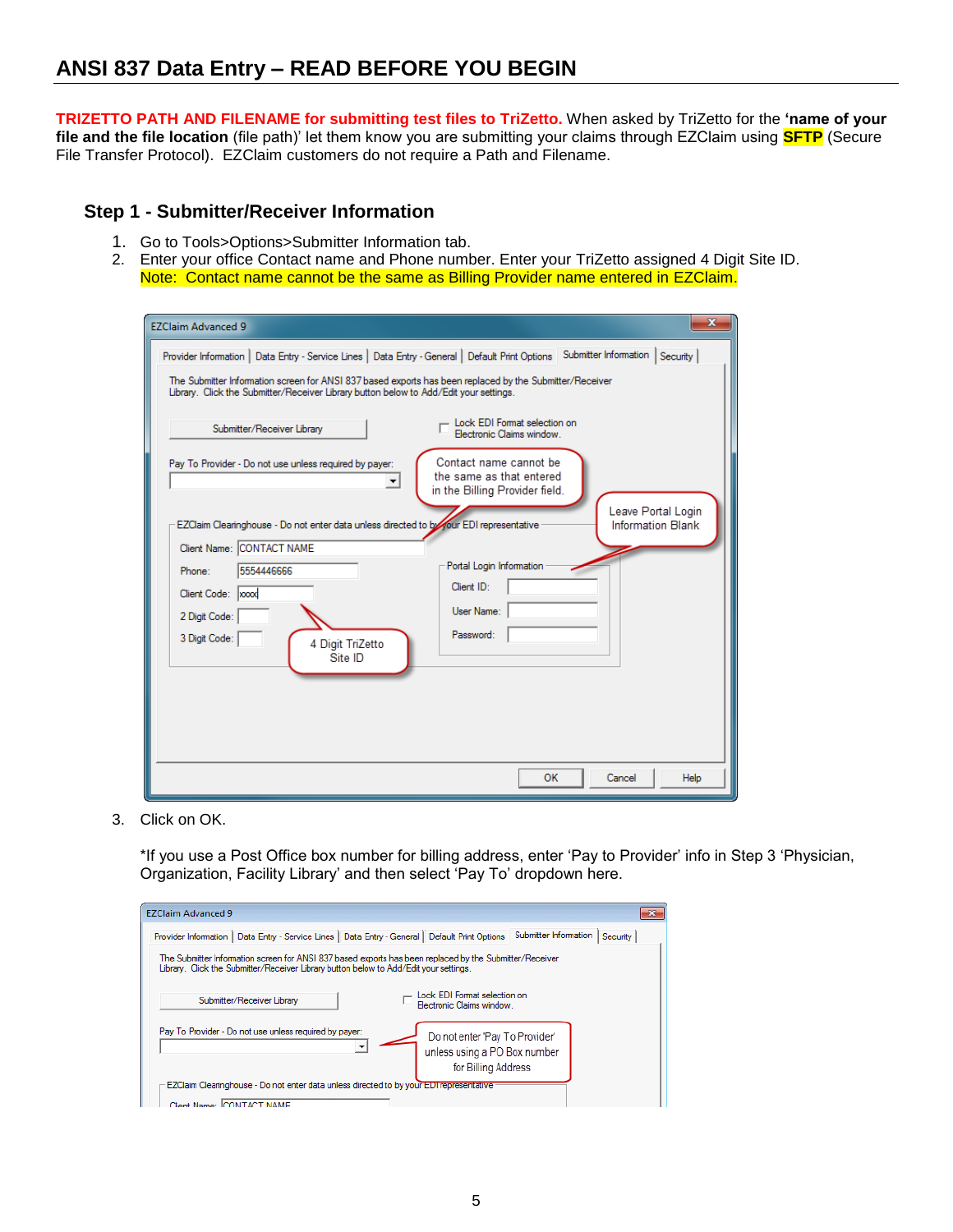# ANSI 837 Data Entry – READ BEFORE YOU BEGIN

**TRIZETTO PATH AND FILENAME for submitting test files to TriZetto.** When asked by TriZetto for the **'name of your file and the file location** (file path)' let them know you are submitting your claims through EZClaim using **SFTP** (Secure File Transfer Protocol). EZClaim customers do not require a Path and Filename.

## Step 1 - Submitter/Receiver Information

1. Go to Tools>Options>Submitter Information tab.
2. Enter your office Contact name and Phone number. Enter your TriZetto assigned 4 Digit Site ID.
   Note: Contact name cannot be the same as Billing Provider name entered in EZClaim.

3. Click on OK.

   *If you use a Post Office box number for billing address, enter 'Pay to Provider' info in Step 3 'Physician, Organization, Facility Library' and then select 'Pay To' dropdown here.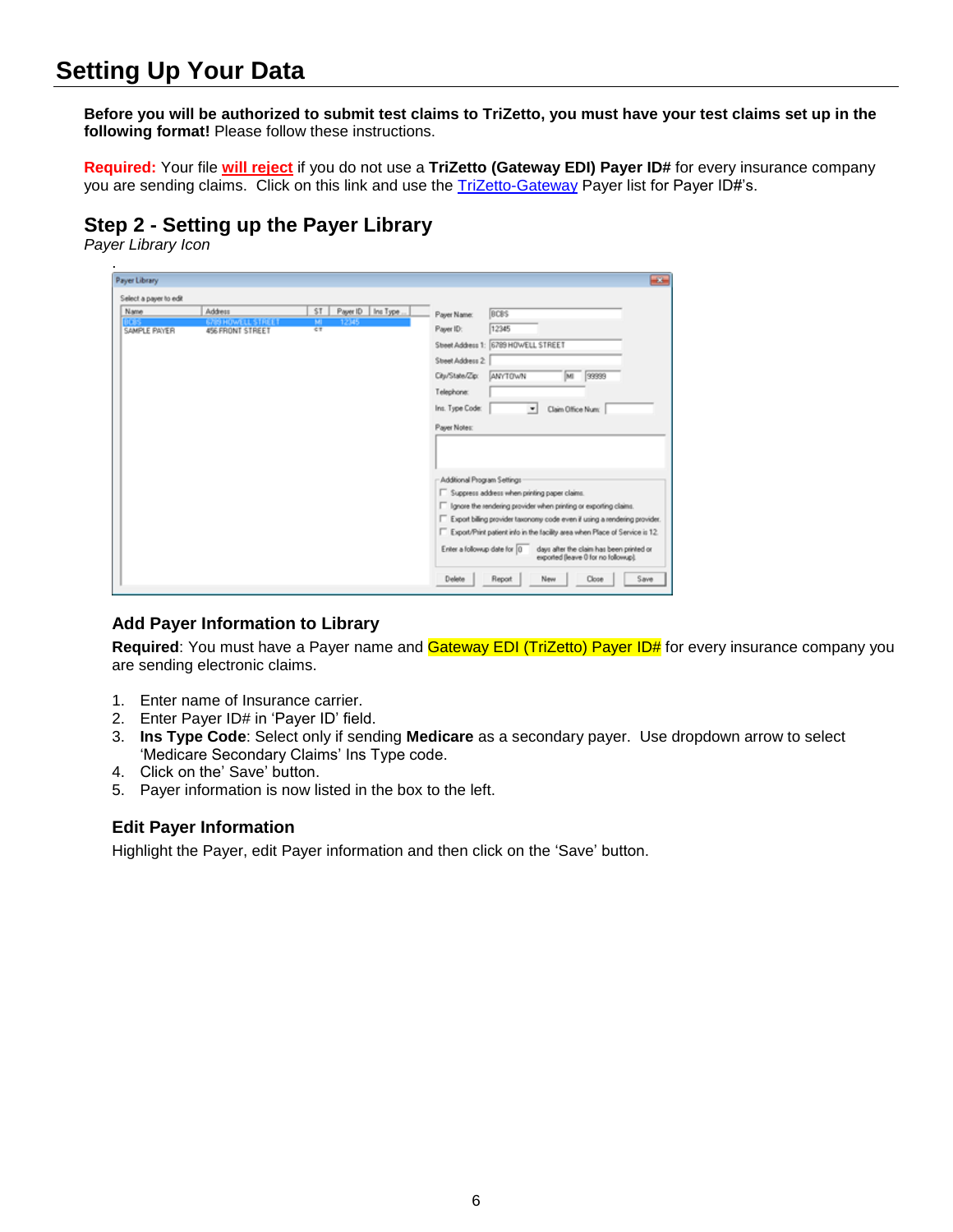# Setting Up Your Data

**Before you will be authorized to submit test claims to TriZetto, you must have your test claims set up in the following format!** Please follow these instructions.

**Required:** Your file **will reject** if you do not use a **TriZetto (Gateway EDI) Payer ID#** for every insurance company you are sending claims. Click on this link and use the TriZetto-Gateway Payer list for Payer ID#'s.

## Step 2 - Setting up the Payer Library

*Payer Library Icon*

### Add Payer Information to Library

**Required**: You must have a Payer name and Gateway EDI (TriZetto) Payer ID# for every insurance company you are sending electronic claims.

1. Enter name of Insurance carrier.
2. Enter Payer ID# in 'Payer ID' field.
3. **Ins Type Code**: Select only if sending **Medicare** as a secondary payer. Use dropdown arrow to select 'Medicare Secondary Claims' Ins Type code.
4. Click on the' Save' button.
5. Payer information is now listed in the box to the left.

### Edit Payer Information

Highlight the Payer, edit Payer information and then click on the 'Save' button.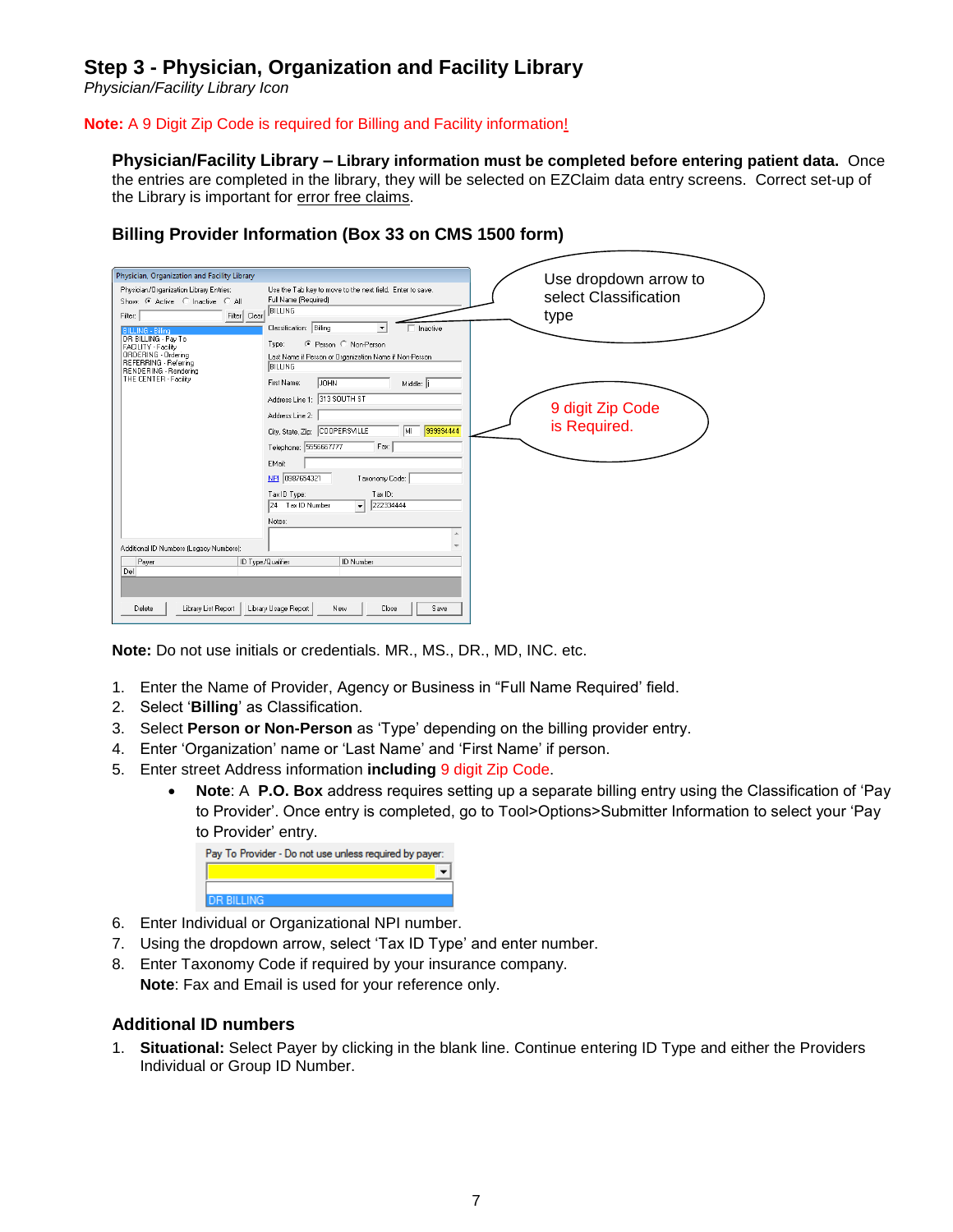## Step 3 - Physician, Organization and Facility Library

*Physician/Facility Library Icon*

**Note:** A 9 Digit Zip Code is required for Billing and Facility information!

**Physician/Facility Library – Library information must be completed before entering patient data.** Once the entries are completed in the library, they will be selected on EZClaim data entry screens. Correct set-up of the Library is important for error free claims.

### Billing Provider Information (Box 33 on CMS 1500 form)

Use dropdown arrow to select Classification type

9 digit Zip Code is Required.

**Note:** Do not use initials or credentials. MR., MS., DR., MD, INC. etc.

1. Enter the Name of Provider, Agency or Business in "Full Name Required' field.
2. Select '**Billing**' as Classification.
3. Select **Person or Non-Person** as 'Type' depending on the billing provider entry.
4. Enter 'Organization' name or 'Last Name' and 'First Name' if person.
5. Enter street Address information **including** 9 digit Zip Code.
   - **Note**: A **P.O. Box** address requires setting up a separate billing entry using the Classification of 'Pay to Provider'. Once entry is completed, go to Tool>Options>Submitter Information to select your 'Pay to Provider' entry.

     Pay To Provider - Do not use unless required by payer:

     DR BILLING
6. Enter Individual or Organizational NPI number.
7. Using the dropdown arrow, select 'Tax ID Type' and enter number.
8. Enter Taxonomy Code if required by your insurance company.

   **Note**: Fax and Email is used for your reference only.

### Additional ID numbers

1. **Situational:** Select Payer by clicking in the blank line. Continue entering ID Type and either the Providers Individual or Group ID Number.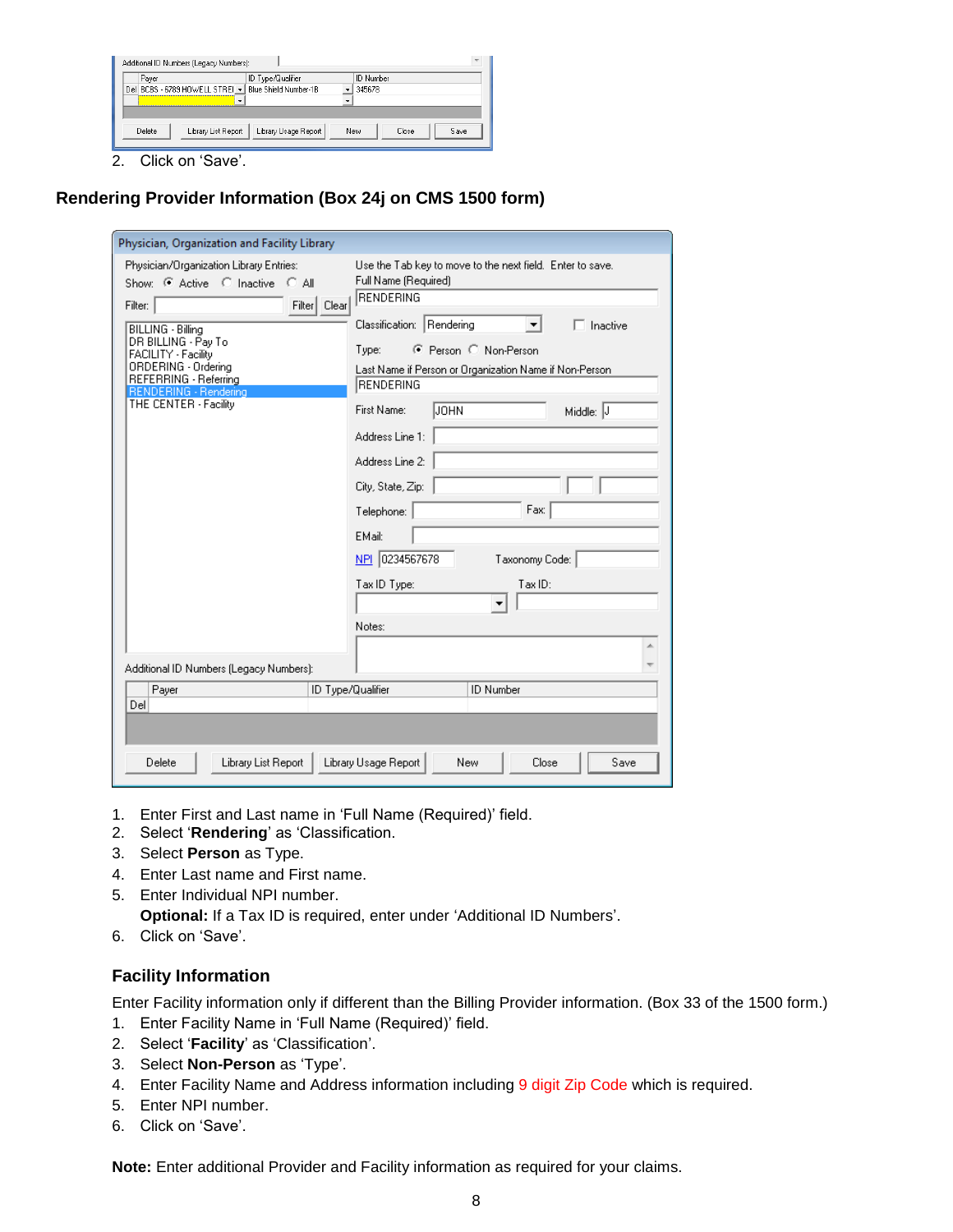2. Click on 'Save'.

## Rendering Provider Information (Box 24j on CMS 1500 form)

1. Enter First and Last name in 'Full Name (Required)' field.
2. Select '**Rendering**' as 'Classification.
3. Select **Person** as Type.
4. Enter Last name and First name.
5. Enter Individual NPI number.
   **Optional:** If a Tax ID is required, enter under 'Additional ID Numbers'.
6. Click on 'Save'.

### Facility Information

Enter Facility information only if different than the Billing Provider information. (Box 33 of the 1500 form.)

1. Enter Facility Name in 'Full Name (Required)' field.
2. Select '**Facility**' as 'Classification'.
3. Select **Non-Person** as 'Type'.
4. Enter Facility Name and Address information including 9 digit Zip Code which is required.
5. Enter NPI number.
6. Click on 'Save'.

**Note:** Enter additional Provider and Facility information as required for your claims.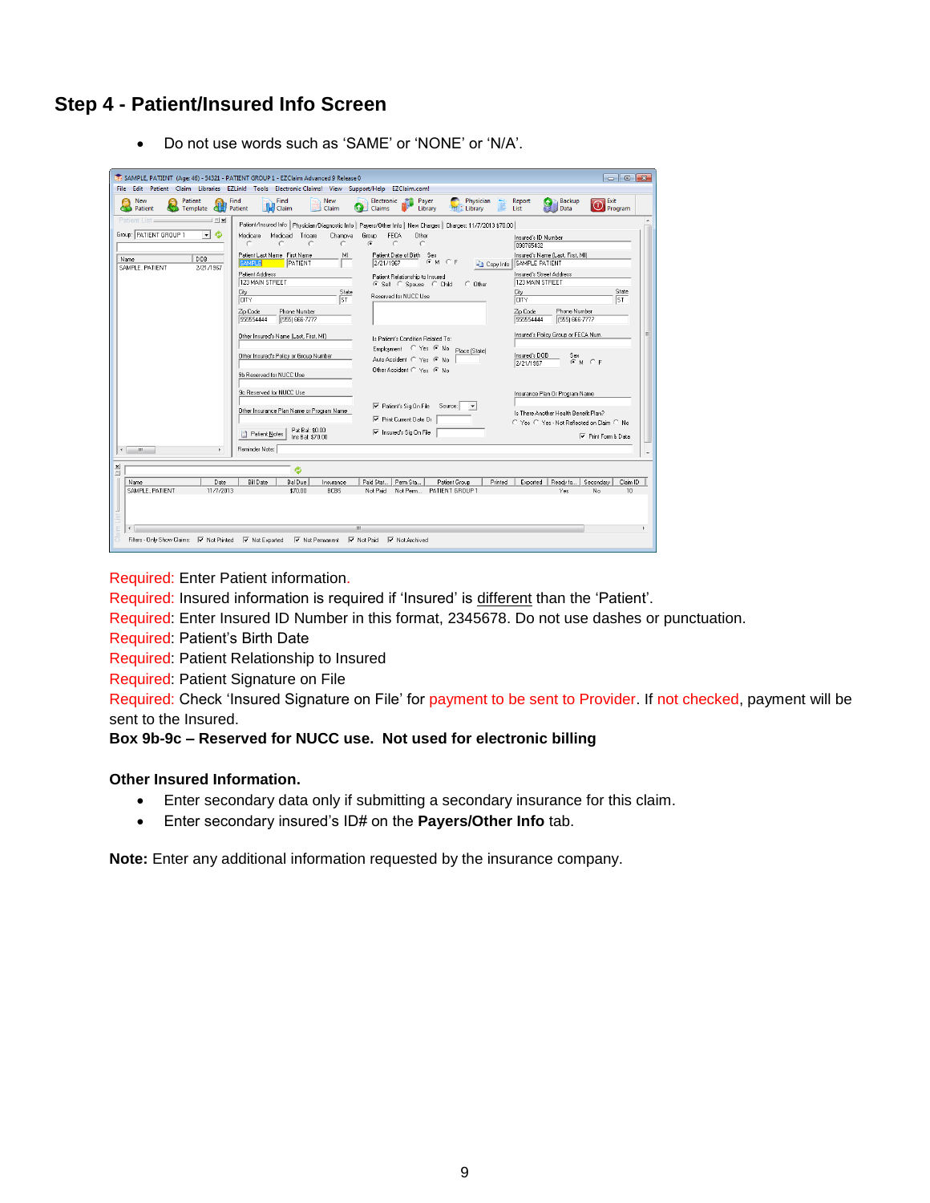## Step 4 - Patient/Insured Info Screen

- Do not use words such as 'SAME' or 'NONE' or 'N/A'.

Required: Enter Patient information.
Required: Insured information is required if 'Insured' is different than the 'Patient'.
Required: Enter Insured ID Number in this format, 2345678. Do not use dashes or punctuation.
Required: Patient's Birth Date
Required: Patient Relationship to Insured
Required: Patient Signature on File
Required: Check 'Insured Signature on File' for payment to be sent to Provider. If not checked, payment will be sent to the Insured.

**Box 9b-9c – Reserved for NUCC use. Not used for electronic billing**

**Other Insured Information.**

- Enter secondary data only if submitting a secondary insurance for this claim.
- Enter secondary insured's ID# on the **Payers/Other Info** tab.

**Note:** Enter any additional information requested by the insurance company.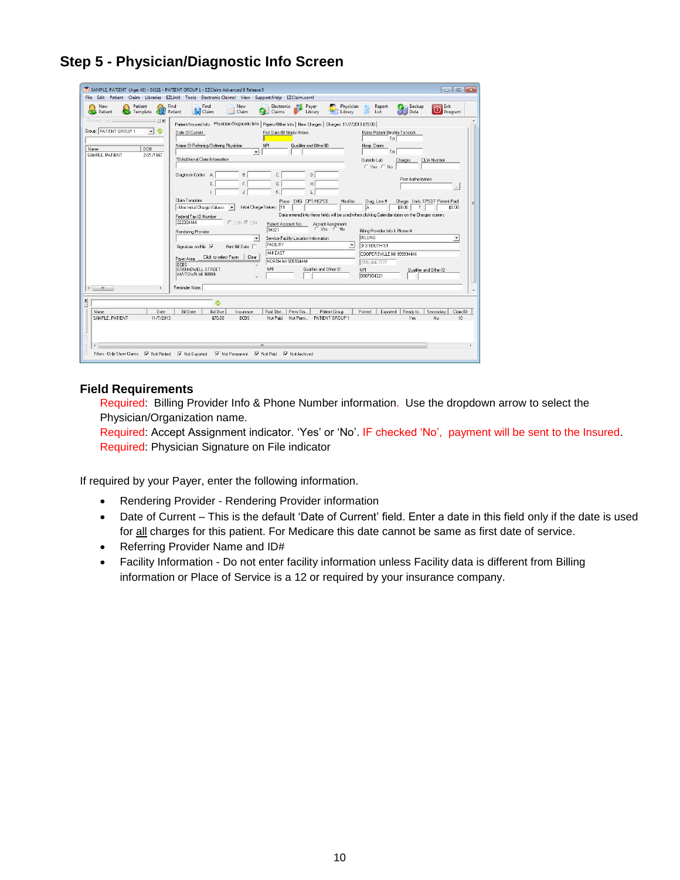## Step 5 - Physician/Diagnostic Info Screen

### Field Requirements

Required: Billing Provider Info & Phone Number information. Use the dropdown arrow to select the Physician/Organization name.

Required: Accept Assignment indicator. 'Yes' or 'No'. IF checked 'No', payment will be sent to the Insured.

Required: Physician Signature on File indicator

If required by your Payer, enter the following information.

- Rendering Provider - Rendering Provider information
- Date of Current – This is the default 'Date of Current' field. Enter a date in this field only if the date is used for all charges for this patient. For Medicare this date cannot be same as first date of service.
- Referring Provider Name and ID#
- Facility Information - Do not enter facility information unless Facility data is different from Billing information or Place of Service is a 12 or required by your insurance company.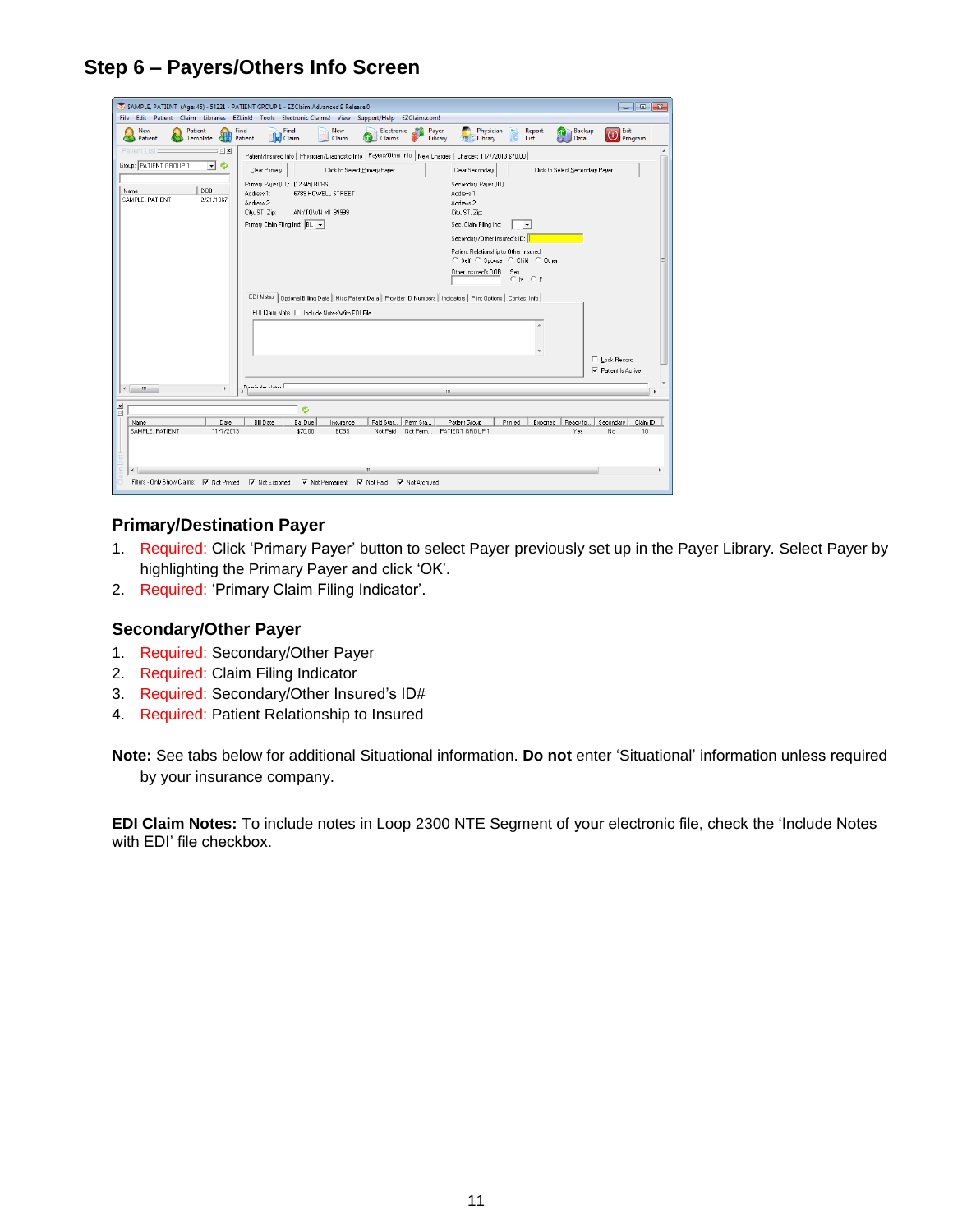## Step 6 – Payers/Others Info Screen

### Primary/Destination Payer

1. Required: Click 'Primary Payer' button to select Payer previously set up in the Payer Library. Select Payer by highlighting the Primary Payer and click 'OK'.
2. Required: 'Primary Claim Filing Indicator'.

### Secondary/Other Payer

1. Required: Secondary/Other Payer
2. Required: Claim Filing Indicator
3. Required: Secondary/Other Insured's ID#
4. Required: Patient Relationship to Insured

**Note:** See tabs below for additional Situational information. **Do not** enter 'Situational' information unless required by your insurance company.

**EDI Claim Notes:** To include notes in Loop 2300 NTE Segment of your electronic file, check the 'Include Notes with EDI' file checkbox.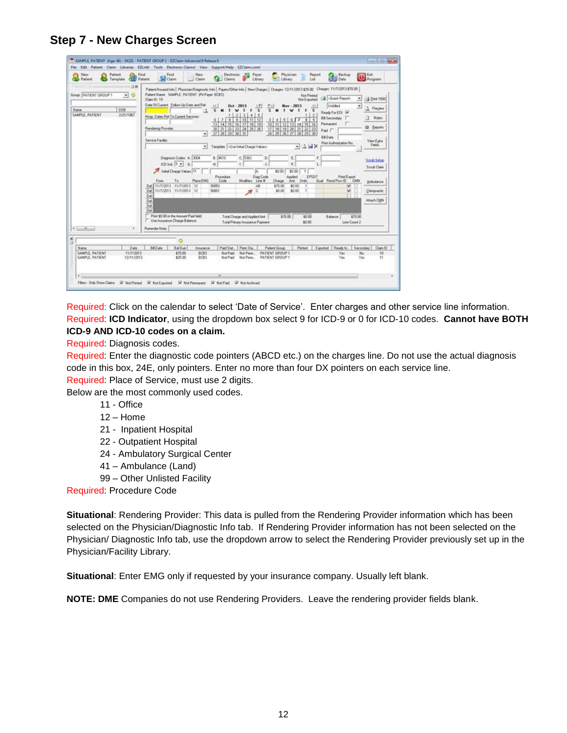## Step 7 - New Charges Screen

Required: Click on the calendar to select 'Date of Service'. Enter charges and other service line information.
Required: **ICD Indicator**, using the dropdown box select 9 for ICD-9 or 0 for ICD-10 codes. **Cannot have BOTH ICD-9 AND ICD-10 codes on a claim.**
Required: Diagnosis codes.
Required: Enter the diagnostic code pointers (ABCD etc.) on the charges line. Do not use the actual diagnosis code in this box, 24E, only pointers. Enter no more than four DX pointers on each service line.
Required: Place of Service, must use 2 digits.
Below are the most commonly used codes.

- 11 - Office
- 12 – Home
- 21 - Inpatient Hospital
- 22 - Outpatient Hospital
- 24 - Ambulatory Surgical Center
- 41 – Ambulance (Land)
- 99 – Other Unlisted Facility

Required: Procedure Code

**Situational**: Rendering Provider: This data is pulled from the Rendering Provider information which has been selected on the Physician/Diagnostic Info tab. If Rendering Provider information has not been selected on the Physician/ Diagnostic Info tab, use the dropdown arrow to select the Rendering Provider previously set up in the Physician/Facility Library.

**Situational**: Enter EMG only if requested by your insurance company. Usually left blank.

**NOTE: DME** Companies do not use Rendering Providers. Leave the rendering provider fields blank.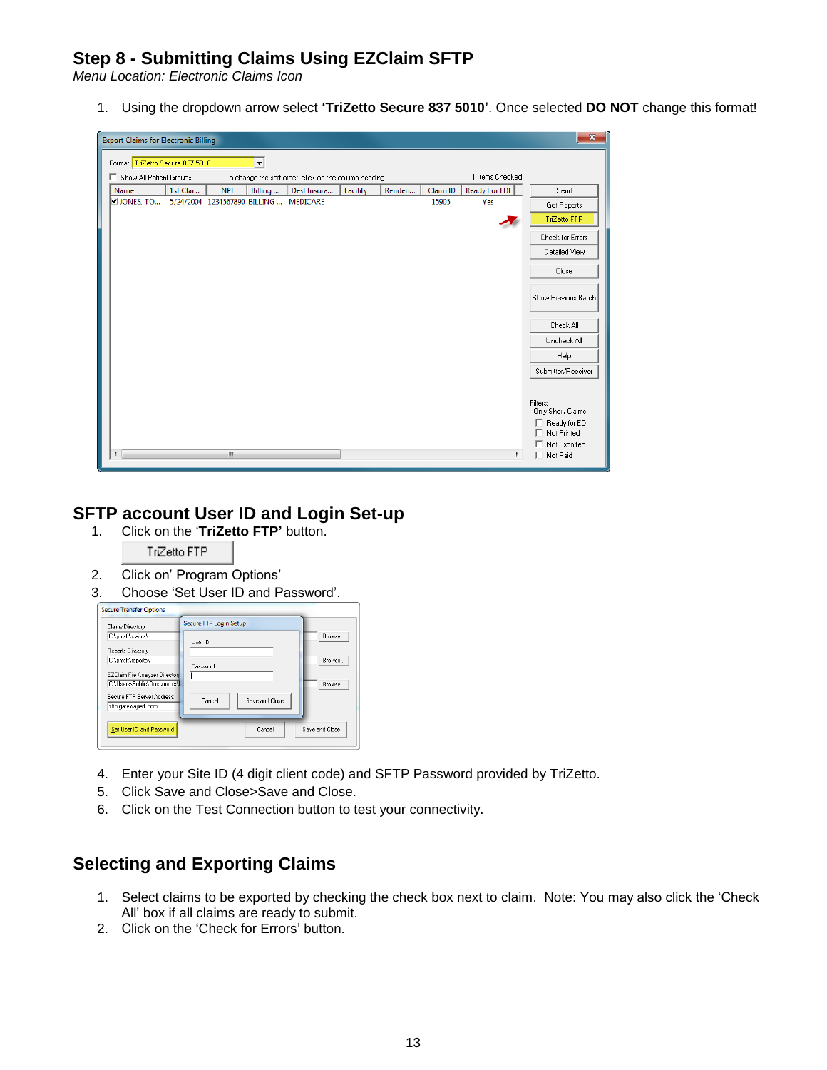## Step 8 - Submitting Claims Using EZClaim SFTP

*Menu Location: Electronic Claims Icon*

1. Using the dropdown arrow select **'TriZetto Secure 837 5010'**. Once selected **DO NOT** change this format!

## SFTP account User ID and Login Set-up

1. Click on the '**TriZetto FTP'** button.
2. Click on' Program Options'
3. Choose 'Set User ID and Password'.
4. Enter your Site ID (4 digit client code) and SFTP Password provided by TriZetto.
5. Click Save and Close>Save and Close.
6. Click on the Test Connection button to test your connectivity.

## Selecting and Exporting Claims

1. Select claims to be exported by checking the check box next to claim. Note: You may also click the 'Check All' box if all claims are ready to submit.
2. Click on the 'Check for Errors' button.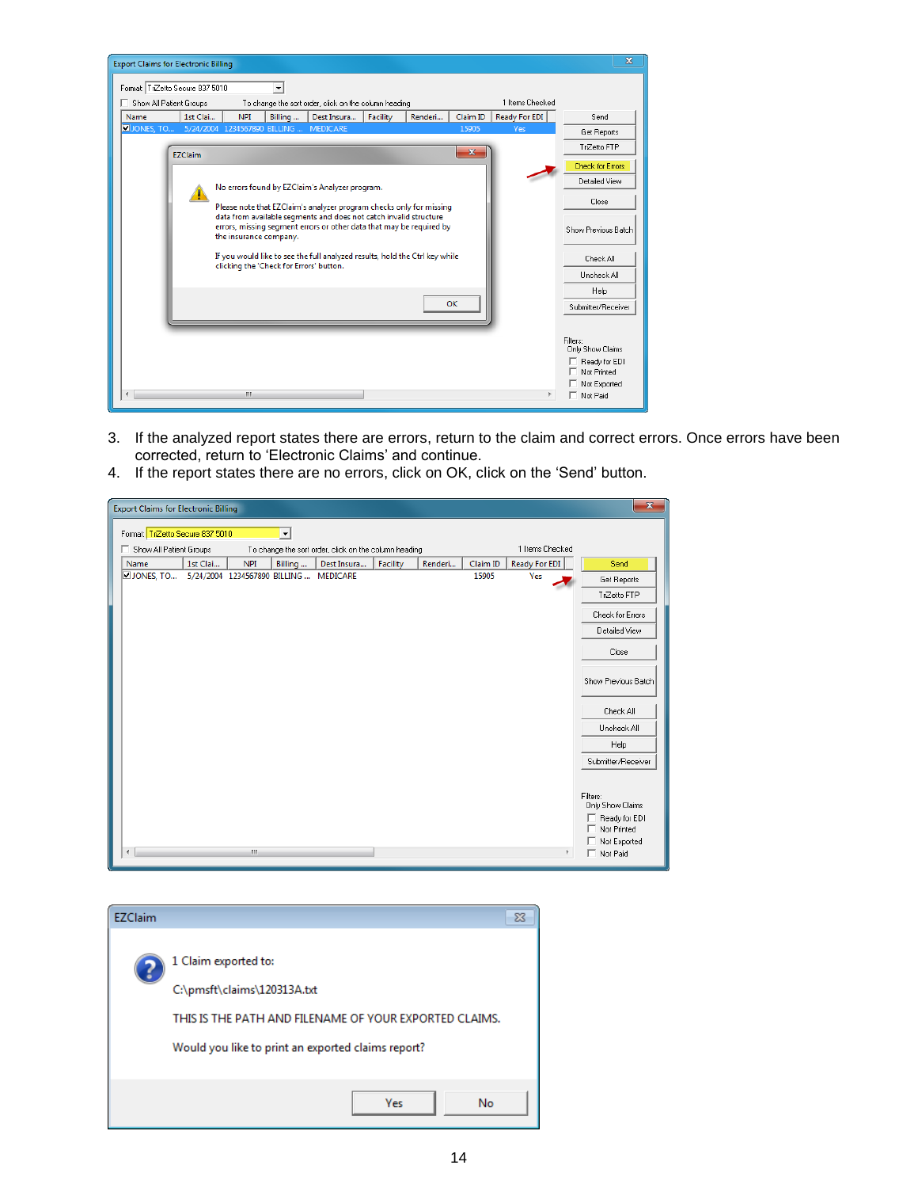3. If the analyzed report states there are errors, return to the claim and correct errors. Once errors have been corrected, return to 'Electronic Claims' and continue.
4. If the report states there are no errors, click on OK, click on the 'Send' button.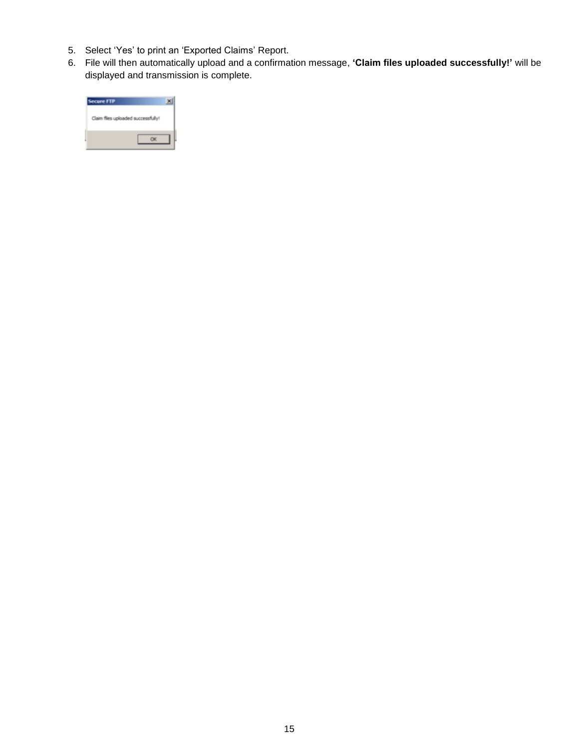5. Select 'Yes' to print an 'Exported Claims' Report.
6. File will then automatically upload and a confirmation message, **'Claim files uploaded successfully!'** will be displayed and transmission is complete.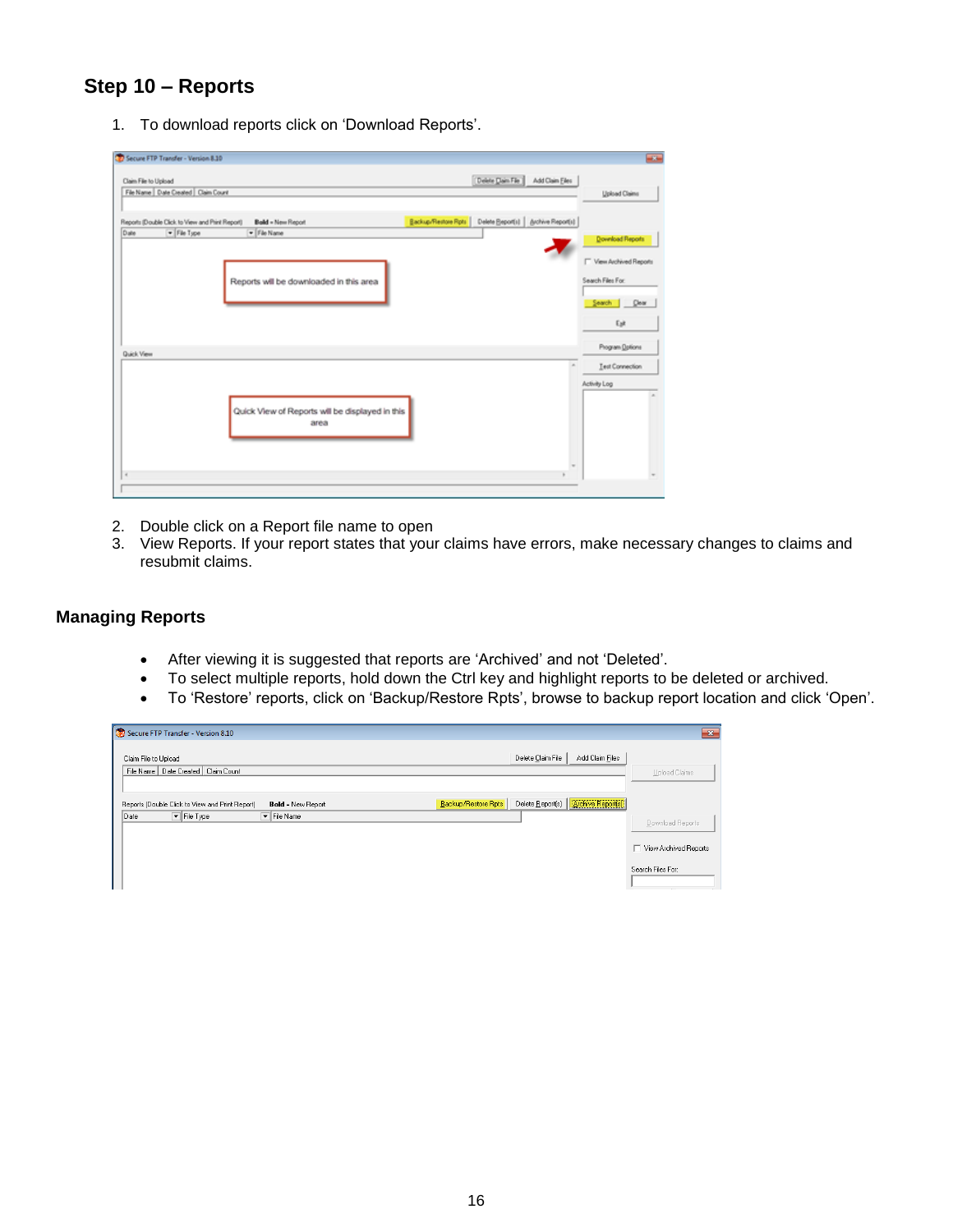## Step 10 – Reports

1. To download reports click on 'Download Reports'.

2. Double click on a Report file name to open
3. View Reports. If your report states that your claims have errors, make necessary changes to claims and resubmit claims.

### Managing Reports

- After viewing it is suggested that reports are 'Archived' and not 'Deleted'.
- To select multiple reports, hold down the Ctrl key and highlight reports to be deleted or archived.
- To 'Restore' reports, click on 'Backup/Restore Rpts', browse to backup report location and click 'Open'.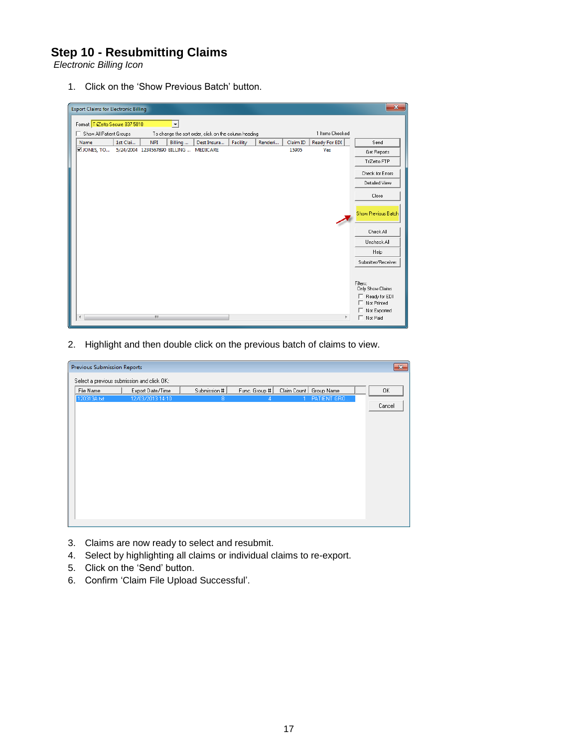## Step 10 - Resubmitting Claims

*Electronic Billing Icon*

1. Click on the ‘Show Previous Batch’ button.

2. Highlight and then double click on the previous batch of claims to view.

3. Claims are now ready to select and resubmit.
4. Select by highlighting all claims or individual claims to re-export.
5. Click on the ‘Send’ button.
6. Confirm ‘Claim File Upload Successful’.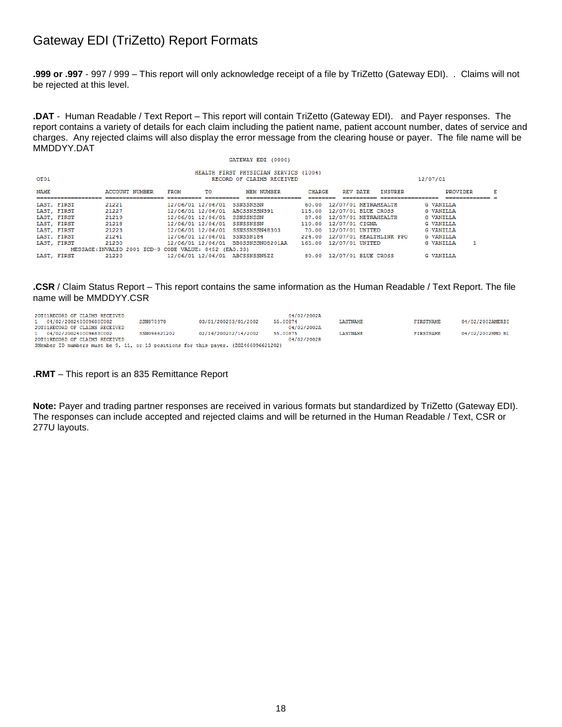# Gateway EDI (TriZetto) Report Formats

**.999 or .997** - 997 / 999 – This report will only acknowledge receipt of a file by TriZetto (Gateway EDI). . Claims will not be rejected at this level.

**.DAT** - Human Readable / Text Report – This report will contain TriZetto (Gateway EDI). and Payer responses. The report contains a variety of details for each claim including the patient name, patient account number, dates of service and charges. Any rejected claims will also display the error message from the clearing house or payer. The file name will be MMDDYY.DAT

```
                                          GATEWAY EDI (0000)

                                  HEALTH FIRST PHYSICIAN SERVICS (1004)
OT01                                 RECORD OF CLAIMS RECEIVED                                   12/07/01

NAME                ACCOUNT NUMBER    FROM       TO         MEM NUMBER        CHARGE   REV DATE   INSURER           PROVIDER      E
=================== ================= ========== ========== ================= ======== ========== ================= ============= =
LAST, FIRST         21221             12/06/01 12/06/01  SSNSSNSSN            60.00  12/07/01 METRAHEALTH      G VANILLA
LAST, FIRST         21227             12/06/01 12/06/01  ABCSSNSSN391        115.00  12/07/01 BLUE CROSS       G VANILLA
LAST, FIRST         21219             12/06/01 12/06/01  SSNSSNSSN            87.00  12/07/01 METRAHEALTH      G VANILLA
LAST, FIRST         21218             12/06/01 12/06/01  SSNSSNSSN           110.00  12/07/01 CIGNA            G VANILLA
LAST, FIRST         21223             12/06/01 12/06/01  SSNSSNSSN48303       70.00  12/07/01 UNITED           G VANILLA
LAST, FIRST         21241             12/06/01 12/06/01  SSNSSN184           224.00  12/07/01 HEALTHLINK PPO   G VANILLA
LAST, FIRST         21230             12/06/01 12/06/01  BB0SSNSSN08201AA    165.00  12/07/01 UNITED           G VANILLA     1
          MESSAGE:INVALID 2001 ICD-9 CODE VALUE: 8452 (EA0.33)
LAST, FIRST         21220             12/06/01 12/06/01  ABCSSNSSN5ZZ         80.00  12/07/01 BLUE CROSS       G VANILLA
```

**.CSR** / Claim Status Report – This report contains the same information as the Human Readable / Text Report. The file name will be MMDDYY.CSR

```
20T01RECORD OF CLAIMS RECEIVED                                       04/02/2002A
1   04/02/200240009680C002      SSN878978        03/01/200203/01/2002    55.00874        LASTNAME          FIRSTNAME      04/02/2002AMERIC
20T01RECORD OF CLAIMS RECEIVED                                       04/02/2002A
1   04/02/200240009683C002      SSN096621202     02/14/200202/14/2002    55.00875        LASTNAME          FIRSTNAME      04/02/2002HMO BL
20T01RECORD OF CLAIMS RECEIVED                                       04/02/2002R
3Member ID numbers must be 9, 11, or 13 positions for this payer. (ZGZ466096621202)
```

**.RMT** – This report is an 835 Remittance Report

**Note:** Payer and trading partner responses are received in various formats but standardized by TriZetto (Gateway EDI). The responses can include accepted and rejected claims and will be returned in the Human Readable / Text, CSR or 277U layouts.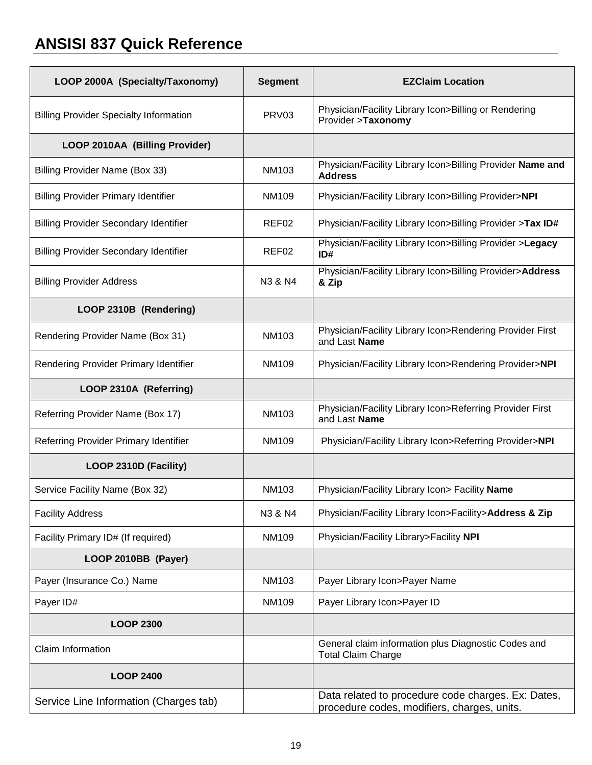# ANSISI 837 Quick Reference

| LOOP 2000A (Specialty/Taxonomy) | Segment | EZClaim Location |
|---|---|---|
| Billing Provider Specialty Information | PRV03 | Physician/Facility Library Icon>Billing or Rendering Provider >**Taxonomy** |
| **LOOP 2010AA (Billing Provider)** | | |
| Billing Provider Name (Box 33) | NM103 | Physician/Facility Library Icon>Billing Provider **Name and Address** |
| Billing Provider Primary Identifier | NM109 | Physician/Facility Library Icon>Billing Provider>**NPI** |
| Billing Provider Secondary Identifier | REF02 | Physician/Facility Library Icon>Billing Provider >**Tax ID#** |
| Billing Provider Secondary Identifier | REF02 | Physician/Facility Library Icon>Billing Provider >**Legacy ID#** |
| Billing Provider Address | N3 & N4 | Physician/Facility Library Icon>Billing Provider>**Address & Zip** |
| **LOOP 2310B (Rendering)** | | |
| Rendering Provider Name (Box 31) | NM103 | Physician/Facility Library Icon>Rendering Provider First and Last **Name** |
| Rendering Provider Primary Identifier | NM109 | Physician/Facility Library Icon>Rendering Provider>**NPI** |
| **LOOP 2310A (Referring)** | | |
| Referring Provider Name (Box 17) | NM103 | Physician/Facility Library Icon>Referring Provider First and Last **Name** |
| Referring Provider Primary Identifier | NM109 | Physician/Facility Library Icon>Referring Provider>**NPI** |
| **LOOP 2310D (Facility)** | | |
| Service Facility Name (Box 32) | NM103 | Physician/Facility Library Icon> Facility **Name** |
| Facility Address | N3 & N4 | Physician/Facility Library Icon>Facility>**Address & Zip** |
| Facility Primary ID# (If required) | NM109 | Physician/Facility Library>Facility **NPI** |
| **LOOP 2010BB (Payer)** | | |
| Payer (Insurance Co.) Name | NM103 | Payer Library Icon>Payer Name |
| Payer ID# | NM109 | Payer Library Icon>Payer ID |
| **LOOP 2300** | | |
| Claim Information | | General claim information plus Diagnostic Codes and Total Claim Charge |
| **LOOP 2400** | | |
| Service Line Information (Charges tab) | | Data related to procedure code charges. Ex: Dates, procedure codes, modifiers, charges, units. |